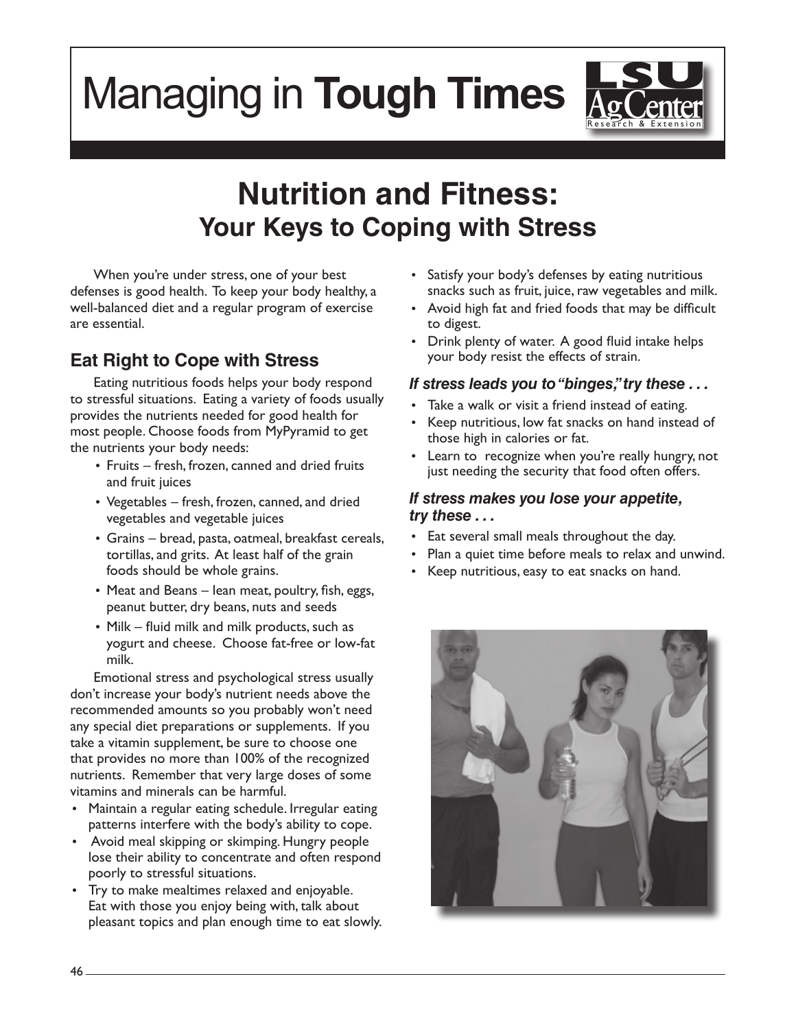# Managing in **Tough Times**

## Nutrition and Fitness:
### Your Keys to Coping with Stress

When you're under stress, one of your best defenses is good health. To keep your body healthy, a well-balanced diet and a regular program of exercise are essential.

### Eat Right to Cope with Stress

Eating nutritious foods helps your body respond to stressful situations. Eating a variety of foods usually provides the nutrients needed for good health for most people. Choose foods from MyPyramid to get the nutrients your body needs:

- Fruits – fresh, frozen, canned and dried fruits and fruit juices
- Vegetables – fresh, frozen, canned, and dried vegetables and vegetable juices
- Grains – bread, pasta, oatmeal, breakfast cereals, tortillas, and grits. At least half of the grain foods should be whole grains.
- Meat and Beans – lean meat, poultry, fish, eggs, peanut butter, dry beans, nuts and seeds
- Milk – fluid milk and milk products, such as yogurt and cheese. Choose fat-free or low-fat milk.

Emotional stress and psychological stress usually don't increase your body's nutrient needs above the recommended amounts so you probably won't need any special diet preparations or supplements. If you take a vitamin supplement, be sure to choose one that provides no more than 100% of the recognized nutrients. Remember that very large doses of some vitamins and minerals can be harmful.

- Maintain a regular eating schedule. Irregular eating patterns interfere with the body's ability to cope.
- Avoid meal skipping or skimping. Hungry people lose their ability to concentrate and often respond poorly to stressful situations.
- Try to make mealtimes relaxed and enjoyable. Eat with those you enjoy being with, talk about pleasant topics and plan enough time to eat slowly.
- Satisfy your body's defenses by eating nutritious snacks such as fruit, juice, raw vegetables and milk.
- Avoid high fat and fried foods that may be difficult to digest.
- Drink plenty of water. A good fluid intake helps your body resist the effects of strain.

#### *If stress leads you to "binges," try these . . .*

- Take a walk or visit a friend instead of eating.
- Keep nutritious, low fat snacks on hand instead of those high in calories or fat.
- Learn to recognize when you're really hungry, not just needing the security that food often offers.

#### *If stress makes you lose your appetite, try these . . .*

- Eat several small meals throughout the day.
- Plan a quiet time before meals to relax and unwind.
- Keep nutritious, easy to eat snacks on hand.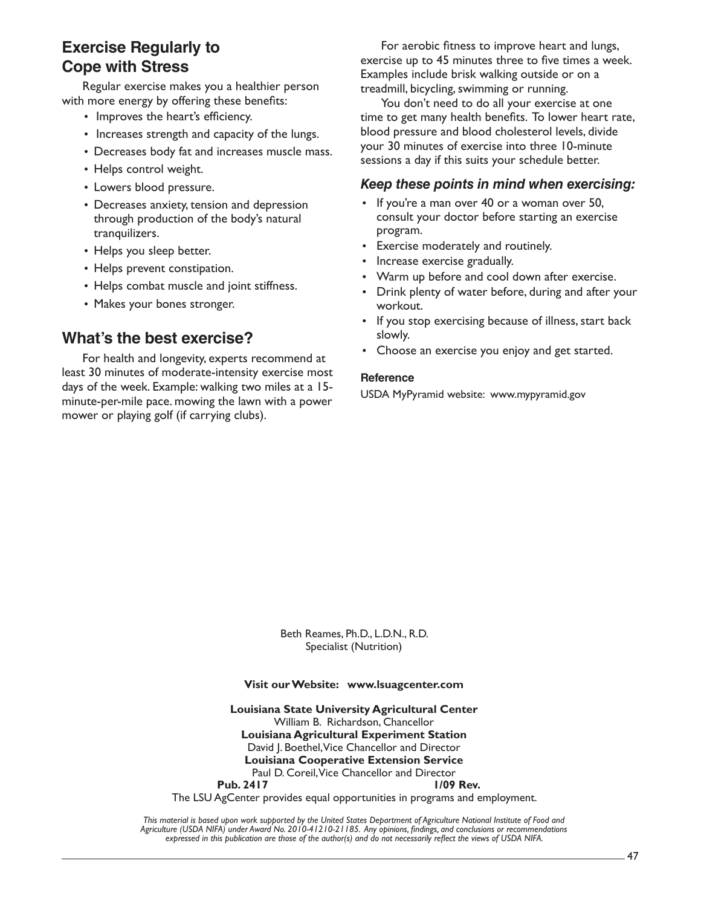## Exercise Regularly to Cope with Stress

Regular exercise makes you a healthier person with more energy by offering these benefits:

- Improves the heart's efficiency.
- Increases strength and capacity of the lungs.
- Decreases body fat and increases muscle mass.
- Helps control weight.
- Lowers blood pressure.
- Decreases anxiety, tension and depression through production of the body's natural tranquilizers.
- Helps you sleep better.
- Helps prevent constipation.
- Helps combat muscle and joint stiffness.
- Makes your bones stronger.

## What's the best exercise?

For health and longevity, experts recommend at least 30 minutes of moderate-intensity exercise most days of the week. Example: walking two miles at a 15-minute-per-mile pace. mowing the lawn with a power mower or playing golf (if carrying clubs).

For aerobic fitness to improve heart and lungs, exercise up to 45 minutes three to five times a week. Examples include brisk walking outside or on a treadmill, bicycling, swimming or running.

You don't need to do all your exercise at one time to get many health benefits. To lower heart rate, blood pressure and blood cholesterol levels, divide your 30 minutes of exercise into three 10-minute sessions a day if this suits your schedule better.

### *Keep these points in mind when exercising:*

- If you're a man over 40 or a woman over 50, consult your doctor before starting an exercise program.
- Exercise moderately and routinely.
- Increase exercise gradually.
- Warm up before and cool down after exercise.
- Drink plenty of water before, during and after your workout.
- If you stop exercising because of illness, start back slowly.
- Choose an exercise you enjoy and get started.

#### Reference

USDA MyPyramid website: www.mypyramid.gov

Beth Reames, Ph.D., L.D.N., R.D.
Specialist (Nutrition)

**Visit our Website: www.lsuagcenter.com**

**Louisiana State University Agricultural Center**
William B. Richardson, Chancellor
**Louisiana Agricultural Experiment Station**
David J. Boethel, Vice Chancellor and Director
**Louisiana Cooperative Extension Service**
Paul D. Coreil, Vice Chancellor and Director
**Pub. 2417** **1/09 Rev.**
The LSU AgCenter provides equal opportunities in programs and employment.

*This material is based upon work supported by the United States Department of Agriculture National Institute of Food and Agriculture (USDA NIFA) under Award No. 2010-41210-21185. Any opinions, findings, and conclusions or recommendations expressed in this publication are those of the author(s) and do not necessarily reflect the views of USDA NIFA.*